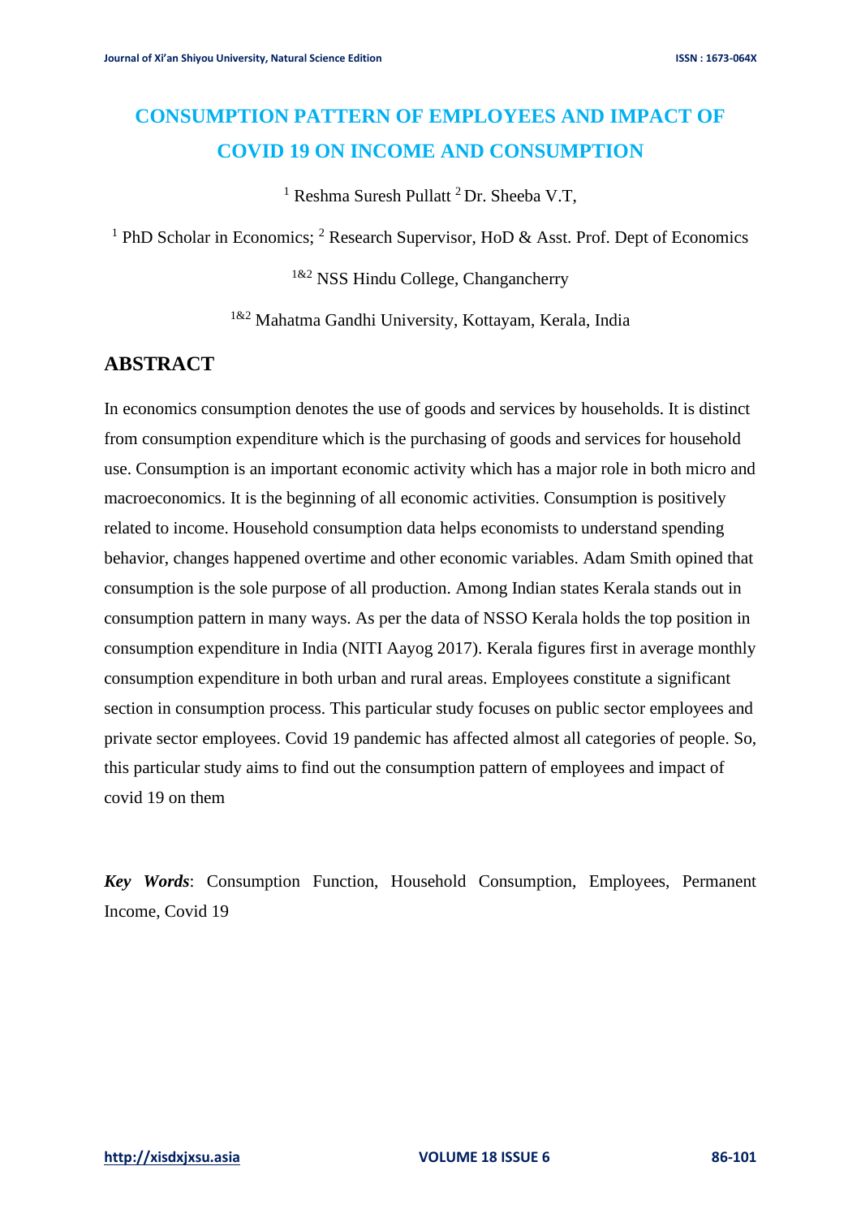# CONSUMPTION PATTERN OF EMPLOYEES AND IMPACT OF COVID 19 ON INCOME AND CONSUMPTION

[1] Reshma Suresh Pullatt [2] Dr. Sheeba V.T,

[1] PhD Scholar in Economics; [2] Research Supervisor, HoD & Asst. Prof. Dept of Economics

[1&2] NSS Hindu College, Changancherry

[1&2] Mahatma Gandhi University, Kottayam, Kerala, India

## ABSTRACT

In economics consumption denotes the use of goods and services by households. It is distinct from consumption expenditure which is the purchasing of goods and services for household use. Consumption is an important economic activity which has a major role in both micro and macroeconomics. It is the beginning of all economic activities. Consumption is positively related to income. Household consumption data helps economists to understand spending behavior, changes happened overtime and other economic variables. Adam Smith opined that consumption is the sole purpose of all production. Among Indian states Kerala stands out in consumption pattern in many ways. As per the data of NSSO Kerala holds the top position in consumption expenditure in India (NITI Aayog 2017). Kerala figures first in average monthly consumption expenditure in both urban and rural areas. Employees constitute a significant section in consumption process. This particular study focuses on public sector employees and private sector employees. Covid 19 pandemic has affected almost all categories of people. So, this particular study aims to find out the consumption pattern of employees and impact of covid 19 on them

***Key Words***: Consumption Function, Household Consumption, Employees, Permanent Income, Covid 19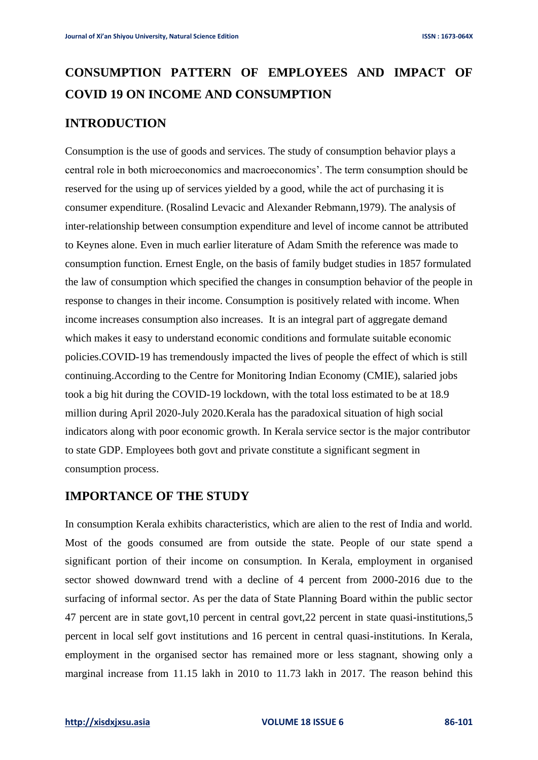# CONSUMPTION PATTERN OF EMPLOYEES AND IMPACT OF COVID 19 ON INCOME AND CONSUMPTION

## INTRODUCTION

Consumption is the use of goods and services. The study of consumption behavior plays a central role in both microeconomics and macroeconomics'. The term consumption should be reserved for the using up of services yielded by a good, while the act of purchasing it is consumer expenditure. (Rosalind Levacic and Alexander Rebmann,1979). The analysis of inter-relationship between consumption expenditure and level of income cannot be attributed to Keynes alone. Even in much earlier literature of Adam Smith the reference was made to consumption function. Ernest Engle, on the basis of family budget studies in 1857 formulated the law of consumption which specified the changes in consumption behavior of the people in response to changes in their income. Consumption is positively related with income. When income increases consumption also increases. It is an integral part of aggregate demand which makes it easy to understand economic conditions and formulate suitable economic policies.COVID-19 has tremendously impacted the lives of people the effect of which is still continuing.According to the Centre for Monitoring Indian Economy (CMIE), salaried jobs took a big hit during the COVID-19 lockdown, with the total loss estimated to be at 18.9 million during April 2020-July 2020.Kerala has the paradoxical situation of high social indicators along with poor economic growth. In Kerala service sector is the major contributor to state GDP. Employees both govt and private constitute a significant segment in consumption process.

## IMPORTANCE OF THE STUDY

In consumption Kerala exhibits characteristics, which are alien to the rest of India and world. Most of the goods consumed are from outside the state. People of our state spend a significant portion of their income on consumption. In Kerala, employment in organised sector showed downward trend with a decline of 4 percent from 2000-2016 due to the surfacing of informal sector. As per the data of State Planning Board within the public sector 47 percent are in state govt,10 percent in central govt,22 percent in state quasi-institutions,5 percent in local self govt institutions and 16 percent in central quasi-institutions. In Kerala, employment in the organised sector has remained more or less stagnant, showing only a marginal increase from 11.15 lakh in 2010 to 11.73 lakh in 2017. The reason behind this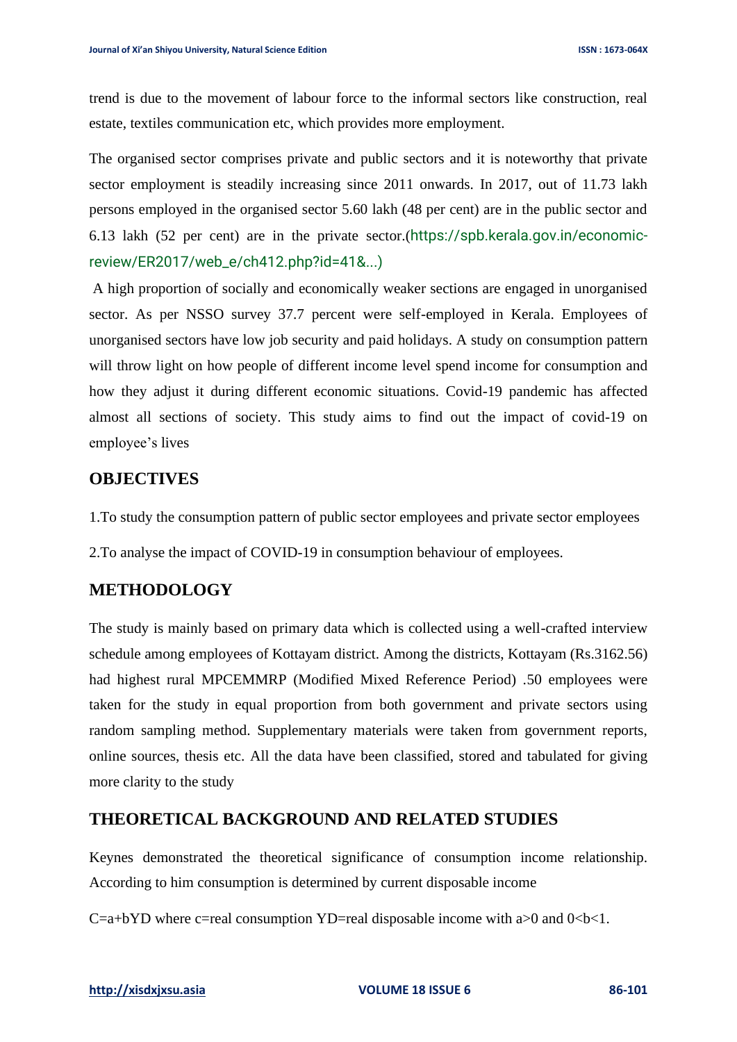trend is due to the movement of labour force to the informal sectors like construction, real estate, textiles communication etc, which provides more employment.

The organised sector comprises private and public sectors and it is noteworthy that private sector employment is steadily increasing since 2011 onwards. In 2017, out of 11.73 lakh persons employed in the organised sector 5.60 lakh (48 per cent) are in the public sector and 6.13 lakh (52 per cent) are in the private sector.(https://spb.kerala.gov.in/economic-review/ER2017/web_e/ch412.php?id=41&...)

A high proportion of socially and economically weaker sections are engaged in unorganised sector. As per NSSO survey 37.7 percent were self-employed in Kerala. Employees of unorganised sectors have low job security and paid holidays. A study on consumption pattern will throw light on how people of different income level spend income for consumption and how they adjust it during different economic situations. Covid-19 pandemic has affected almost all sections of society. This study aims to find out the impact of covid-19 on employee's lives

## OBJECTIVES

1.To study the consumption pattern of public sector employees and private sector employees

2.To analyse the impact of COVID-19 in consumption behaviour of employees.

## METHODOLOGY

The study is mainly based on primary data which is collected using a well-crafted interview schedule among employees of Kottayam district. Among the districts, Kottayam (Rs.3162.56) had highest rural MPCEMMRP (Modified Mixed Reference Period) .50 employees were taken for the study in equal proportion from both government and private sectors using random sampling method. Supplementary materials were taken from government reports, online sources, thesis etc. All the data have been classified, stored and tabulated for giving more clarity to the study

## THEORETICAL BACKGROUND AND RELATED STUDIES

Keynes demonstrated the theoretical significance of consumption income relationship. According to him consumption is determined by current disposable income

$C=a+bYD$ where c=real consumption YD=real disposable income with $a>0$ and $0<b<1$.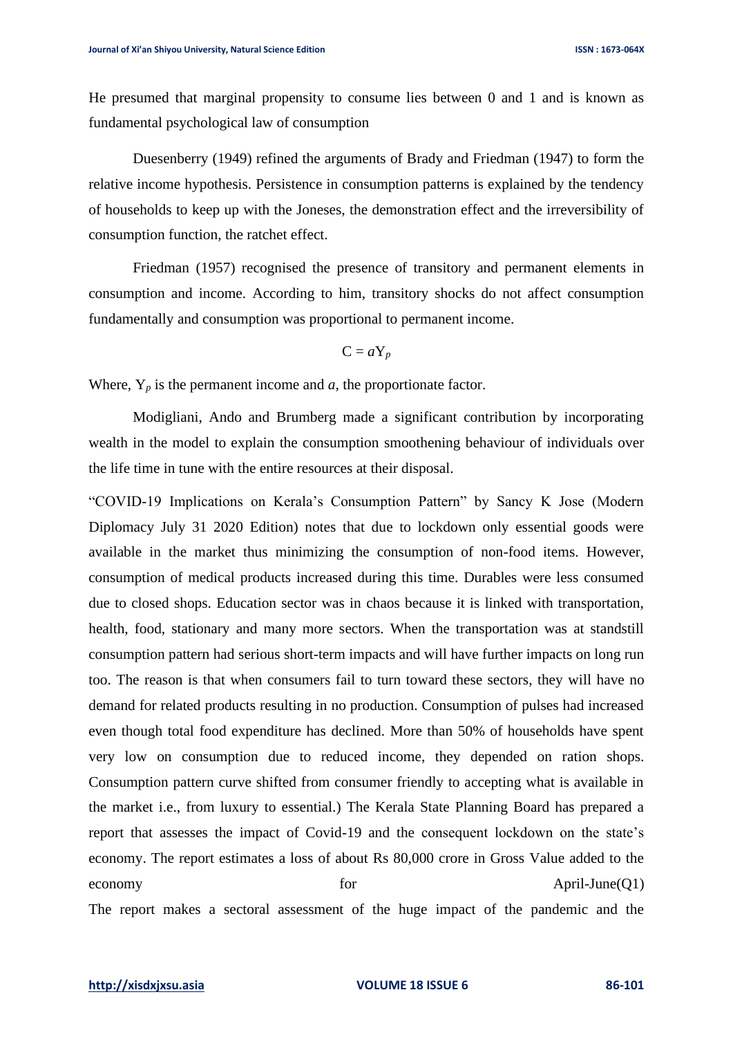He presumed that marginal propensity to consume lies between 0 and 1 and is known as fundamental psychological law of consumption

Duesenberry (1949) refined the arguments of Brady and Friedman (1947) to form the relative income hypothesis. Persistence in consumption patterns is explained by the tendency of households to keep up with the Joneses, the demonstration effect and the irreversibility of consumption function, the ratchet effect.

Friedman (1957) recognised the presence of transitory and permanent elements in consumption and income. According to him, transitory shocks do not affect consumption fundamentally and consumption was proportional to permanent income.

$$C = aY_p$$

Where, $Y_p$ is the permanent income and $a$, the proportionate factor.

Modigliani, Ando and Brumberg made a significant contribution by incorporating wealth in the model to explain the consumption smoothening behaviour of individuals over the life time in tune with the entire resources at their disposal.

"COVID-19 Implications on Kerala's Consumption Pattern" by Sancy K Jose (Modern Diplomacy July 31 2020 Edition) notes that due to lockdown only essential goods were available in the market thus minimizing the consumption of non-food items. However, consumption of medical products increased during this time. Durables were less consumed due to closed shops. Education sector was in chaos because it is linked with transportation, health, food, stationary and many more sectors. When the transportation was at standstill consumption pattern had serious short-term impacts and will have further impacts on long run too. The reason is that when consumers fail to turn toward these sectors, they will have no demand for related products resulting in no production. Consumption of pulses had increased even though total food expenditure has declined. More than 50% of households have spent very low on consumption due to reduced income, they depended on ration shops. Consumption pattern curve shifted from consumer friendly to accepting what is available in the market i.e., from luxury to essential.) The Kerala State Planning Board has prepared a report that assesses the impact of Covid-19 and the consequent lockdown on the state's economy. The report estimates a loss of about Rs 80,000 crore in Gross Value added to the economy for April-June(Q1)
The report makes a sectoral assessment of the huge impact of the pandemic and the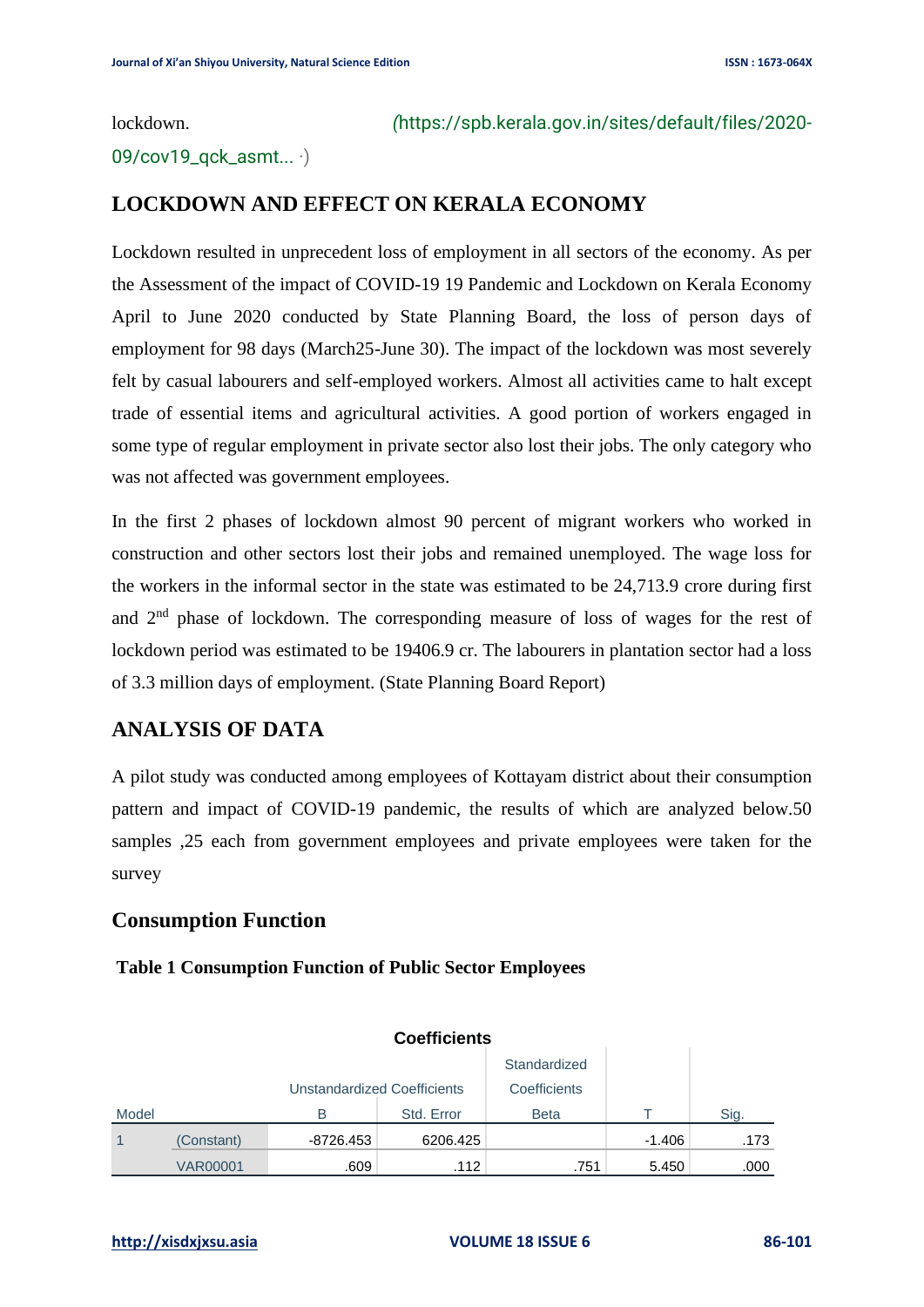lockdown. (https://spb.kerala.gov.in/sites/default/files/2020-09/cov19_qck_asmt... ·)

## LOCKDOWN AND EFFECT ON KERALA ECONOMY

Lockdown resulted in unprecedent loss of employment in all sectors of the economy. As per the Assessment of the impact of COVID-19 19 Pandemic and Lockdown on Kerala Economy April to June 2020 conducted by State Planning Board, the loss of person days of employment for 98 days (March25-June 30). The impact of the lockdown was most severely felt by casual labourers and self-employed workers. Almost all activities came to halt except trade of essential items and agricultural activities. A good portion of workers engaged in some type of regular employment in private sector also lost their jobs. The only category who was not affected was government employees.

In the first 2 phases of lockdown almost 90 percent of migrant workers who worked in construction and other sectors lost their jobs and remained unemployed. The wage loss for the workers in the informal sector in the state was estimated to be 24,713.9 crore during first and 2nd phase of lockdown. The corresponding measure of loss of wages for the rest of lockdown period was estimated to be 19406.9 cr. The labourers in plantation sector had a loss of 3.3 million days of employment. (State Planning Board Report)

## ANALYSIS OF DATA

A pilot study was conducted among employees of Kottayam district about their consumption pattern and impact of COVID-19 pandemic, the results of which are analyzed below.50 samples ,25 each from government employees and private employees were taken for the survey

## Consumption Function

**Table 1 Consumption Function of Public Sector Employees**

**Coefficients**

| Model | | Unstandardized Coefficients | | Standardized Coefficients | | |
|---|---|---|---|---|---|---|
| | | B | Std. Error | Beta | T | Sig. |
| 1 | (Constant) | -8726.453 | 6206.425 | | -1.406 | .173 |
| | VAR00001 | .609 | .112 | .751 | 5.450 | .000 |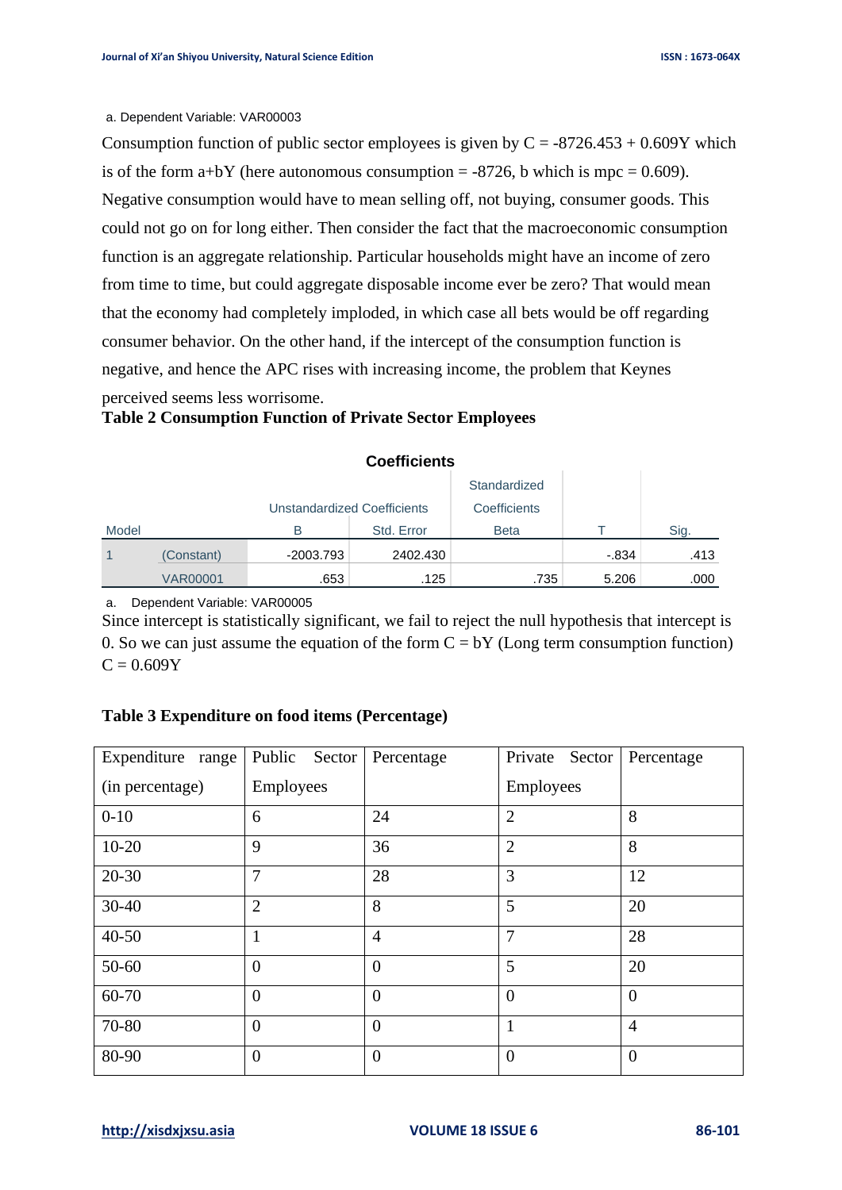a. Dependent Variable: VAR00003

Consumption function of public sector employees is given by C = -8726.453 + 0.609Y which is of the form a+bY (here autonomous consumption = -8726, b which is mpc = 0.609). Negative consumption would have to mean selling off, not buying, consumer goods. This could not go on for long either. Then consider the fact that the macroeconomic consumption function is an aggregate relationship. Particular households might have an income of zero from time to time, but could aggregate disposable income ever be zero? That would mean that the economy had completely imploded, in which case all bets would be off regarding consumer behavior. On the other hand, if the intercept of the consumption function is negative, and hence the APC rises with increasing income, the problem that Keynes perceived seems less worrisome.

**Table 2 Consumption Function of Private Sector Employees**

**Coefficients**

| Model | | Unstandardized Coefficients | | Standardized Coefficients | T | Sig. |
|---|---|---|---|---|---|---|
| | | B | Std. Error | Beta | | |
| 1 | (Constant) | -2003.793 | 2402.430 | | -.834 | .413 |
| | VAR00001 | .653 | .125 | .735 | 5.206 | .000 |

a. Dependent Variable: VAR00005

Since intercept is statistically significant, we fail to reject the null hypothesis that intercept is 0. So we can just assume the equation of the form C = bY (Long term consumption function) C = 0.609Y

**Table 3 Expenditure on food items (Percentage)**

| Expenditure range (in percentage) | Public Sector Employees | Percentage | Private Sector Employees | Percentage |
|---|---|---|---|---|
| 0-10 | 6 | 24 | 2 | 8 |
| 10-20 | 9 | 36 | 2 | 8 |
| 20-30 | 7 | 28 | 3 | 12 |
| 30-40 | 2 | 8 | 5 | 20 |
| 40-50 | 1 | 4 | 7 | 28 |
| 50-60 | 0 | 0 | 5 | 20 |
| 60-70 | 0 | 0 | 0 | 0 |
| 70-80 | 0 | 0 | 1 | 4 |
| 80-90 | 0 | 0 | 0 | 0 |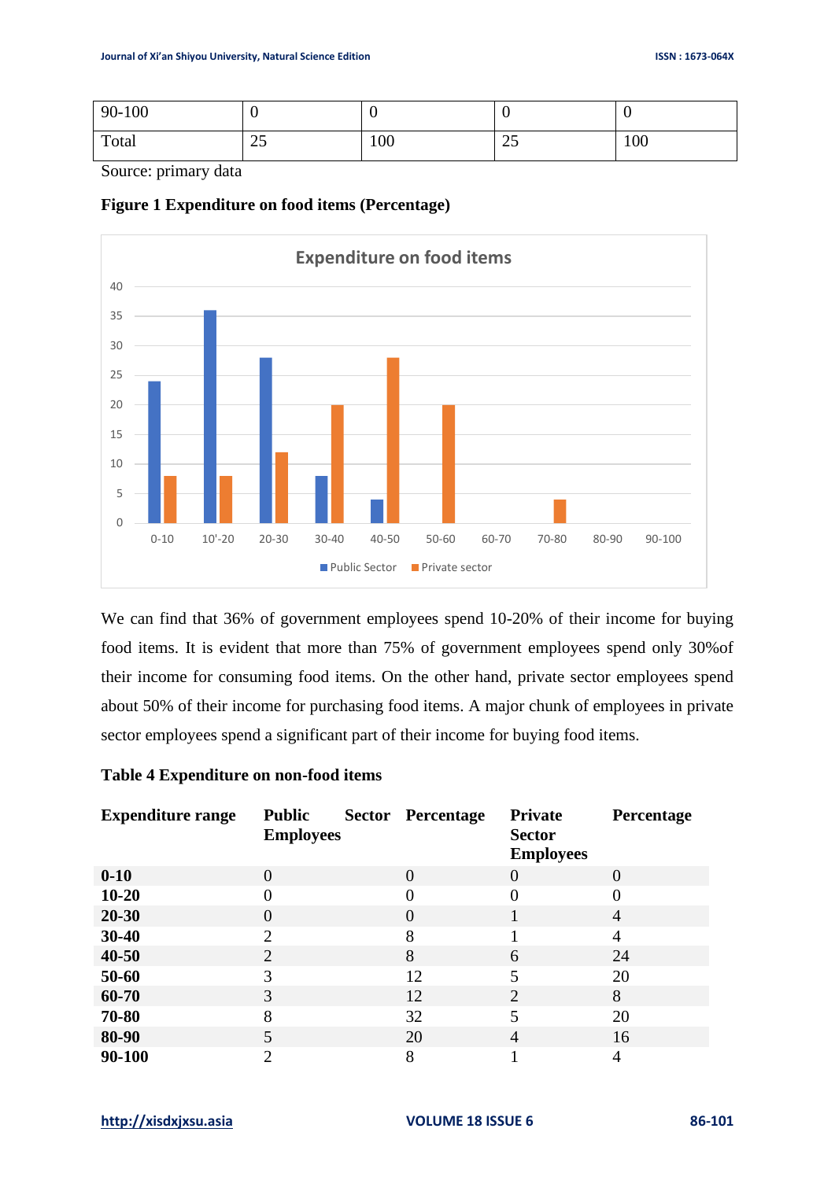| | | | | |
|---|---|---|---|---|
| 90-100 | 0 | 0 | 0 | 0 |
| Total | 25 | 100 | 25 | 100 |

Source: primary data

**Figure 1 Expenditure on food items (Percentage)**

Expenditure on food items

40
35
30
25
20
15
10
5
0

0-10 10'-20 20-30 30-40 40-50 50-60 60-70 70-80 80-90 90-100

Public Sector Private sector

We can find that 36% of government employees spend 10-20% of their income for buying food items. It is evident that more than 75% of government employees spend only 30%of their income for consuming food items. On the other hand, private sector employees spend about 50% of their income for purchasing food items. A major chunk of employees in private sector employees spend a significant part of their income for buying food items.

**Table 4 Expenditure on non-food items**

| Expenditure range | Public Sector Employees | Percentage | Private Sector Employees | Percentage |
|---|---|---|---|---|
| **0-10** | 0 | 0 | 0 | 0 |
| **10-20** | 0 | 0 | 0 | 0 |
| **20-30** | 0 | 0 | 1 | 4 |
| **30-40** | 2 | 8 | 1 | 4 |
| **40-50** | 2 | 8 | 6 | 24 |
| **50-60** | 3 | 12 | 5 | 20 |
| **60-70** | 3 | 12 | 2 | 8 |
| **70-80** | 8 | 32 | 5 | 20 |
| **80-90** | 5 | 20 | 4 | 16 |
| **90-100** | 2 | 8 | 1 | 4 |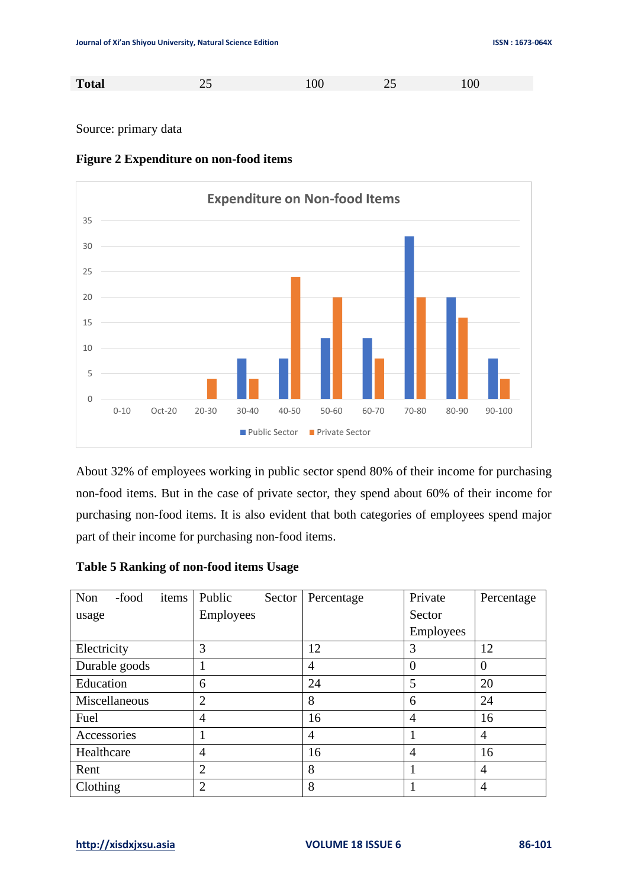| Total | 25 | 100 | 25 | 100 |
|---|---|---|---|---|

Source: primary data

**Figure 2 Expenditure on non-food items**

Expenditure on Non-food Items

35
30
25
20
15
10
5
0

0-10 Oct-20 20-30 30-40 40-50 50-60 60-70 70-80 80-90 90-100

Public Sector Private Sector

About 32% of employees working in public sector spend 80% of their income for purchasing non-food items. But in the case of private sector, they spend about 60% of their income for purchasing non-food items. It is also evident that both categories of employees spend major part of their income for purchasing non-food items.

**Table 5 Ranking of non-food items Usage**

| Non -food items usage | Public Sector Employees | Percentage | Private Sector Employees | Percentage |
|---|---|---|---|---|
| Electricity | 3 | 12 | 3 | 12 |
| Durable goods | 1 | 4 | 0 | 0 |
| Education | 6 | 24 | 5 | 20 |
| Miscellaneous | 2 | 8 | 6 | 24 |
| Fuel | 4 | 16 | 4 | 16 |
| Accessories | 1 | 4 | 1 | 4 |
| Healthcare | 4 | 16 | 4 | 16 |
| Rent | 2 | 8 | 1 | 4 |
| Clothing | 2 | 8 | 1 | 4 |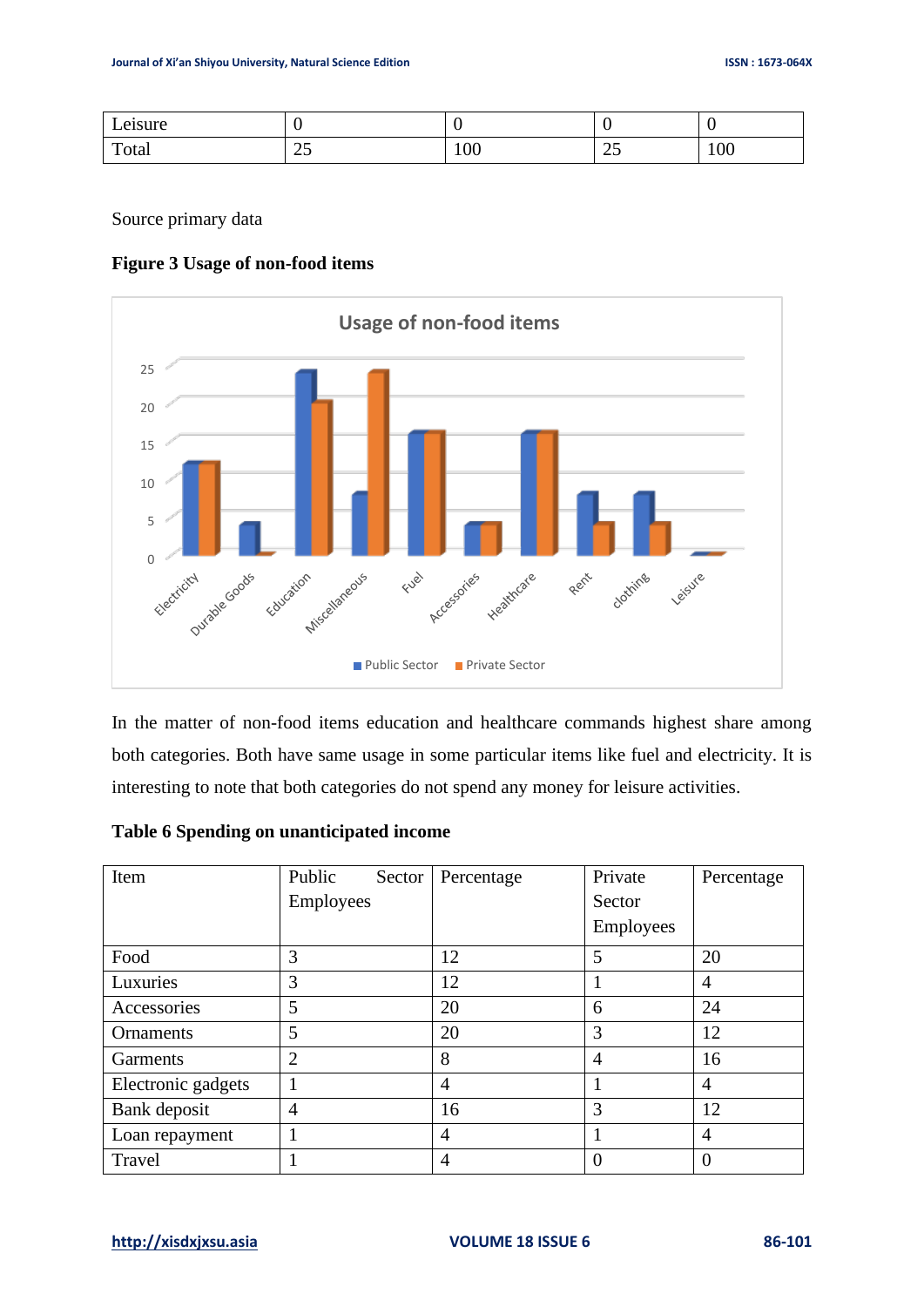| | | | | |
|---|---|---|---|---|
| Leisure | 0 | 0 | 0 | 0 |
| Total | 25 | 100 | 25 | 100 |

Source primary data

**Figure 3 Usage of non-food items**

Usage of non-food items

25
20
15
10
5
0

Electricity
Durable Goods
Education
Miscellaneous
Fuel
Accessories
Healthcare
Rent
clothing
Leisure

Public Sector
Private Sector

In the matter of non-food items education and healthcare commands highest share among both categories. Both have same usage in some particular items like fuel and electricity. It is interesting to note that both categories do not spend any money for leisure activities.

**Table 6 Spending on unanticipated income**

| Item | Public Sector Employees | Percentage | Private Sector Employees | Percentage |
|---|---|---|---|---|
| Food | 3 | 12 | 5 | 20 |
| Luxuries | 3 | 12 | 1 | 4 |
| Accessories | 5 | 20 | 6 | 24 |
| Ornaments | 5 | 20 | 3 | 12 |
| Garments | 2 | 8 | 4 | 16 |
| Electronic gadgets | 1 | 4 | 1 | 4 |
| Bank deposit | 4 | 16 | 3 | 12 |
| Loan repayment | 1 | 4 | 1 | 4 |
| Travel | 1 | 4 | 0 | 0 |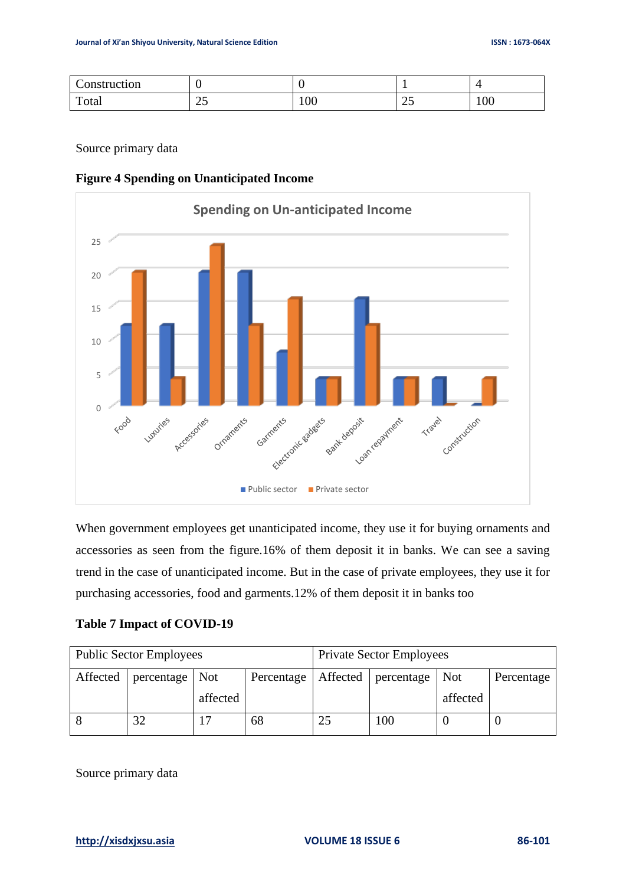| | | | | |
|---|---|---|---|---|
| Construction | 0 | 0 | 1 | 4 |
| Total | 25 | 100 | 25 | 100 |

Source primary data

**Figure 4 Spending on Unanticipated Income**

Spending on Un-anticipated Income

25
20
15
10
5
0

Food
Luxuries
Accessories
Ornaments
Garments
Electronic gadgets
Bank deposit
Loan repayment
Travel
Construction

Public sector
Private sector

When government employees get unanticipated income, they use it for buying ornaments and accessories as seen from the figure.16% of them deposit it in banks. We can see a saving trend in the case of unanticipated income. But in the case of private employees, they use it for purchasing accessories, food and garments.12% of them deposit it in banks too

**Table 7 Impact of COVID-19**

| Public Sector Employees | | | | Private Sector Employees | | | |
|---|---|---|---|---|---|---|---|
| Affected | percentage | Not affected | Percentage | Affected | percentage | Not affected | Percentage |
| 8 | 32 | 17 | 68 | 25 | 100 | 0 | 0 |

Source primary data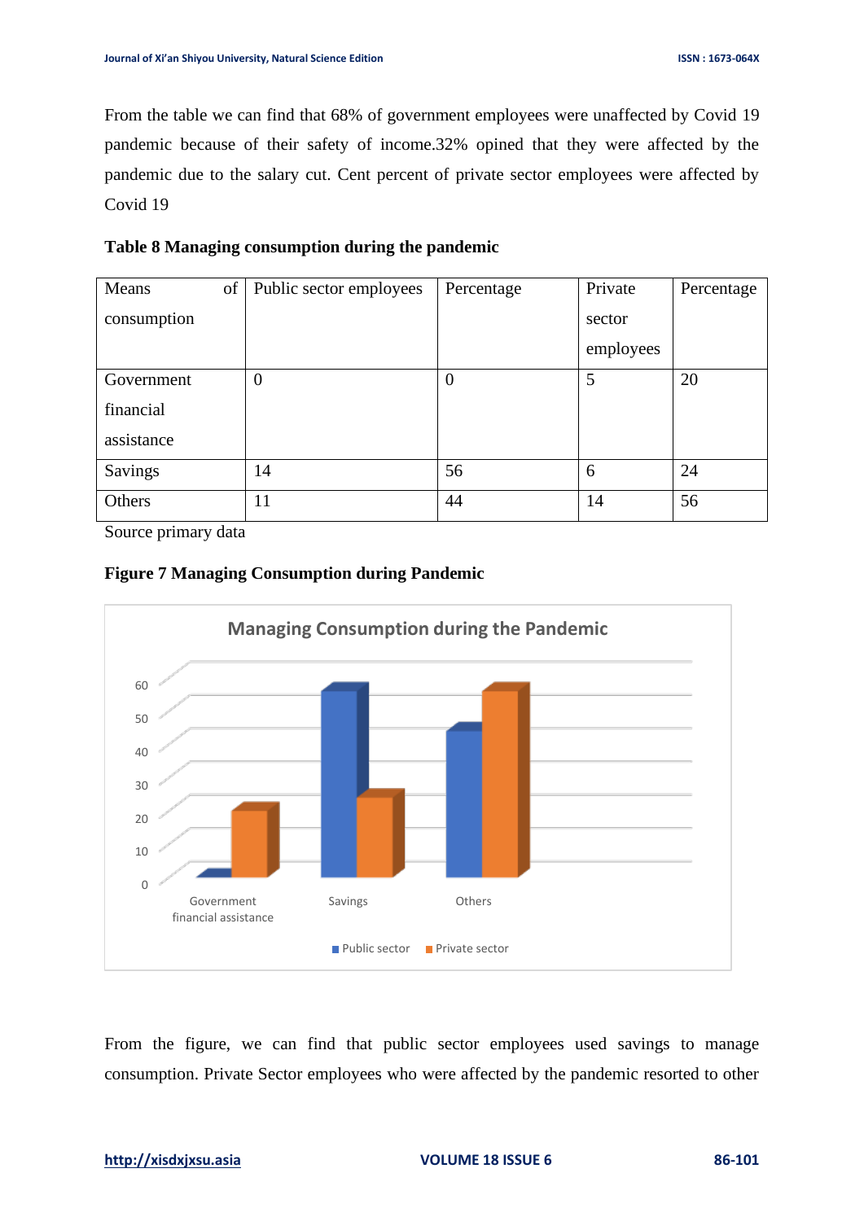From the table we can find that 68% of government employees were unaffected by Covid 19 pandemic because of their safety of income.32% opined that they were affected by the pandemic due to the salary cut. Cent percent of private sector employees were affected by Covid 19

**Table 8 Managing consumption during the pandemic**

| Means of consumption | Public sector employees | Percentage | Private sector employees | Percentage |
|---|---|---|---|---|
| Government financial assistance | 0 | 0 | 5 | 20 |
| Savings | 14 | 56 | 6 | 24 |
| Others | 11 | 44 | 14 | 56 |

Source primary data

**Figure 7 Managing Consumption during Pandemic**

Managing Consumption during the Pandemic

60
50
40
30
20
10
0

Government financial assistance
Savings
Others

Public sector
Private sector

From the figure, we can find that public sector employees used savings to manage consumption. Private Sector employees who were affected by the pandemic resorted to other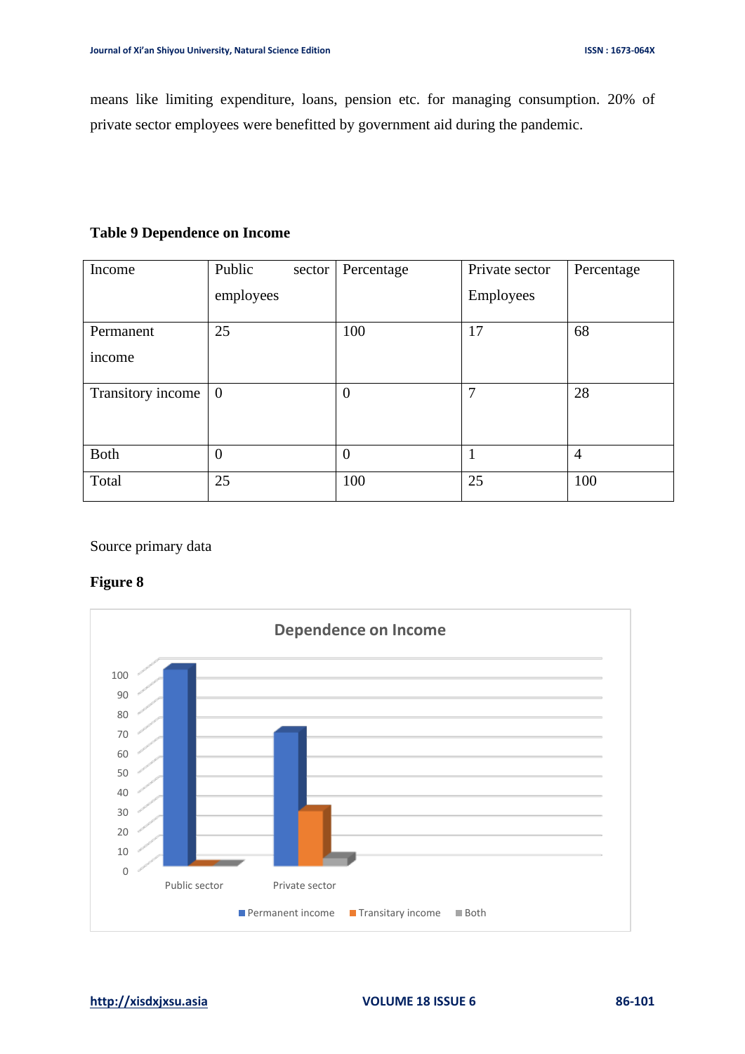means like limiting expenditure, loans, pension etc. for managing consumption. 20% of private sector employees were benefitted by government aid during the pandemic.

**Table 9 Dependence on Income**

| Income | Public sector employees | Percentage | Private sector Employees | Percentage |
|---|---|---|---|---|
| Permanent income | 25 | 100 | 17 | 68 |
| Transitory income | 0 | 0 | 7 | 28 |
| Both | 0 | 0 | 1 | 4 |
| Total | 25 | 100 | 25 | 100 |

Source primary data

**Figure 8**

Dependence on Income

100
90
80
70
60
50
40
30
20
10
0

Public sector
Private sector

Permanent income
Transitary income
Both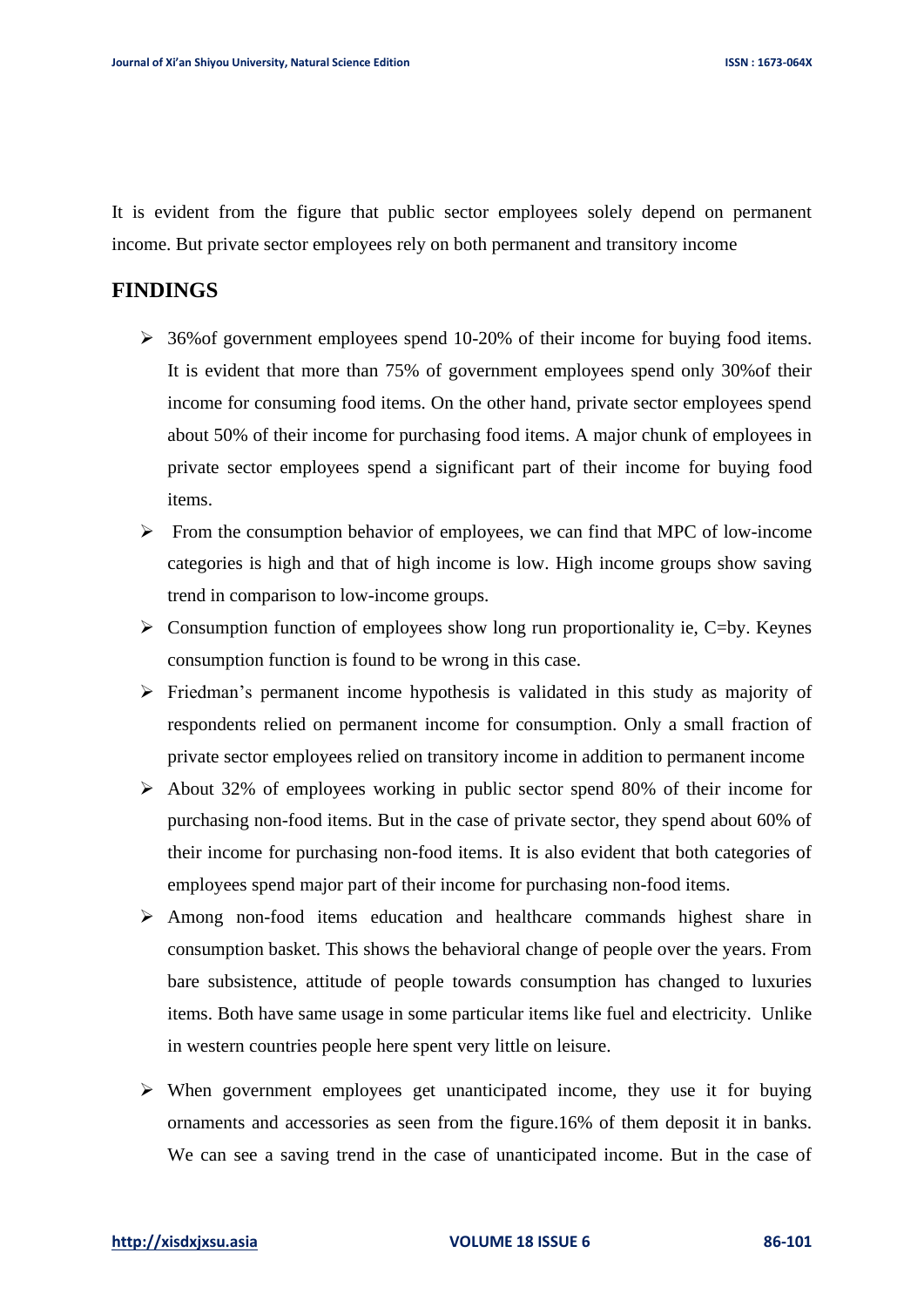It is evident from the figure that public sector employees solely depend on permanent income. But private sector employees rely on both permanent and transitory income

## FINDINGS

- 36%of government employees spend 10-20% of their income for buying food items. It is evident that more than 75% of government employees spend only 30%of their income for consuming food items. On the other hand, private sector employees spend about 50% of their income for purchasing food items. A major chunk of employees in private sector employees spend a significant part of their income for buying food items.
- From the consumption behavior of employees, we can find that MPC of low-income categories is high and that of high income is low. High income groups show saving trend in comparison to low-income groups.
- Consumption function of employees show long run proportionality ie, C=by. Keynes consumption function is found to be wrong in this case.
- Friedman's permanent income hypothesis is validated in this study as majority of respondents relied on permanent income for consumption. Only a small fraction of private sector employees relied on transitory income in addition to permanent income
- About 32% of employees working in public sector spend 80% of their income for purchasing non-food items. But in the case of private sector, they spend about 60% of their income for purchasing non-food items. It is also evident that both categories of employees spend major part of their income for purchasing non-food items.
- Among non-food items education and healthcare commands highest share in consumption basket. This shows the behavioral change of people over the years. From bare subsistence, attitude of people towards consumption has changed to luxuries items. Both have same usage in some particular items like fuel and electricity. Unlike in western countries people here spent very little on leisure.
- When government employees get unanticipated income, they use it for buying ornaments and accessories as seen from the figure.16% of them deposit it in banks. We can see a saving trend in the case of unanticipated income. But in the case of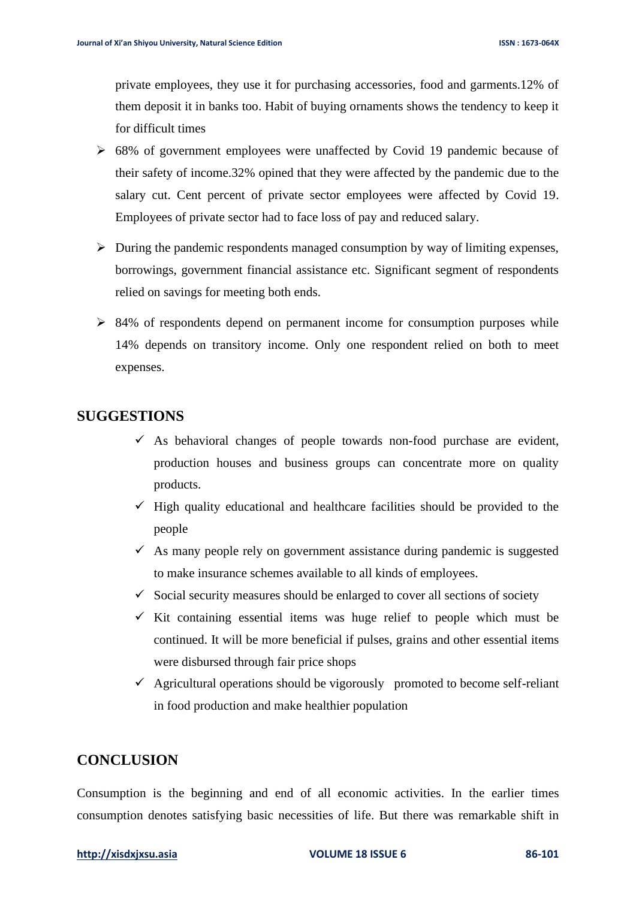private employees, they use it for purchasing accessories, food and garments.12% of them deposit it in banks too. Habit of buying ornaments shows the tendency to keep it for difficult times

- 68% of government employees were unaffected by Covid 19 pandemic because of their safety of income.32% opined that they were affected by the pandemic due to the salary cut. Cent percent of private sector employees were affected by Covid 19. Employees of private sector had to face loss of pay and reduced salary.

- During the pandemic respondents managed consumption by way of limiting expenses, borrowings, government financial assistance etc. Significant segment of respondents relied on savings for meeting both ends.

- 84% of respondents depend on permanent income for consumption purposes while 14% depends on transitory income. Only one respondent relied on both to meet expenses.

## SUGGESTIONS

- ✓ As behavioral changes of people towards non-food purchase are evident, production houses and business groups can concentrate more on quality products.
- ✓ High quality educational and healthcare facilities should be provided to the people
- ✓ As many people rely on government assistance during pandemic is suggested to make insurance schemes available to all kinds of employees.
- ✓ Social security measures should be enlarged to cover all sections of society
- ✓ Kit containing essential items was huge relief to people which must be continued. It will be more beneficial if pulses, grains and other essential items were disbursed through fair price shops
- ✓ Agricultural operations should be vigorously promoted to become self-reliant in food production and make healthier population

## CONCLUSION

Consumption is the beginning and end of all economic activities. In the earlier times consumption denotes satisfying basic necessities of life. But there was remarkable shift in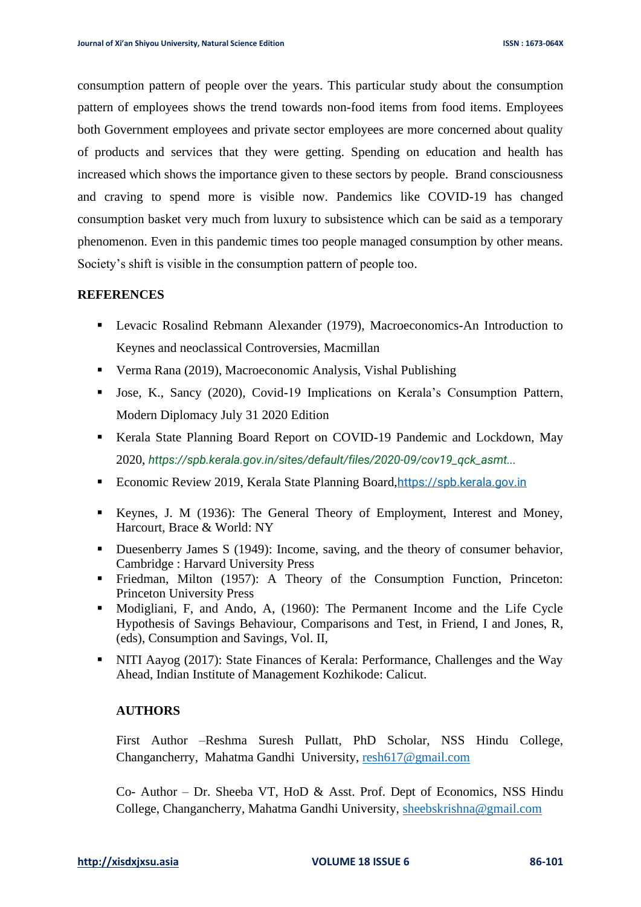consumption pattern of people over the years. This particular study about the consumption pattern of employees shows the trend towards non-food items from food items. Employees both Government employees and private sector employees are more concerned about quality of products and services that they were getting. Spending on education and health has increased which shows the importance given to these sectors by people. Brand consciousness and craving to spend more is visible now. Pandemics like COVID-19 has changed consumption basket very much from luxury to subsistence which can be said as a temporary phenomenon. Even in this pandemic times too people managed consumption by other means. Society's shift is visible in the consumption pattern of people too.

## REFERENCES

- Levacic Rosalind Rebmann Alexander (1979), Macroeconomics-An Introduction to Keynes and neoclassical Controversies, Macmillan
- Verma Rana (2019), Macroeconomic Analysis, Vishal Publishing
- Jose, K., Sancy (2020), Covid-19 Implications on Kerala's Consumption Pattern, Modern Diplomacy July 31 2020 Edition
- Kerala State Planning Board Report on COVID-19 Pandemic and Lockdown, May 2020, *https://spb.kerala.gov.in/sites/default/files/2020-09/cov19_qck_asmt...*
- Economic Review 2019, Kerala State Planning Board,https://spb.kerala.gov.in
- Keynes, J. M (1936): The General Theory of Employment, Interest and Money, Harcourt, Brace & World: NY
- Duesenberry James S (1949): Income, saving, and the theory of consumer behavior, Cambridge : Harvard University Press
- Friedman, Milton (1957): A Theory of the Consumption Function, Princeton: Princeton University Press
- Modigliani, F, and Ando, A, (1960): The Permanent Income and the Life Cycle Hypothesis of Savings Behaviour, Comparisons and Test, in Friend, I and Jones, R, (eds), Consumption and Savings, Vol. II,
- NITI Aayog (2017): State Finances of Kerala: Performance, Challenges and the Way Ahead, Indian Institute of Management Kozhikode: Calicut.

## AUTHORS

First Author –Reshma Suresh Pullatt, PhD Scholar, NSS Hindu College, Changancherry, Mahatma Gandhi University, resh617@gmail.com

Co- Author – Dr. Sheeba VT, HoD & Asst. Prof. Dept of Economics, NSS Hindu College, Changancherry, Mahatma Gandhi University, sheebskrishna@gmail.com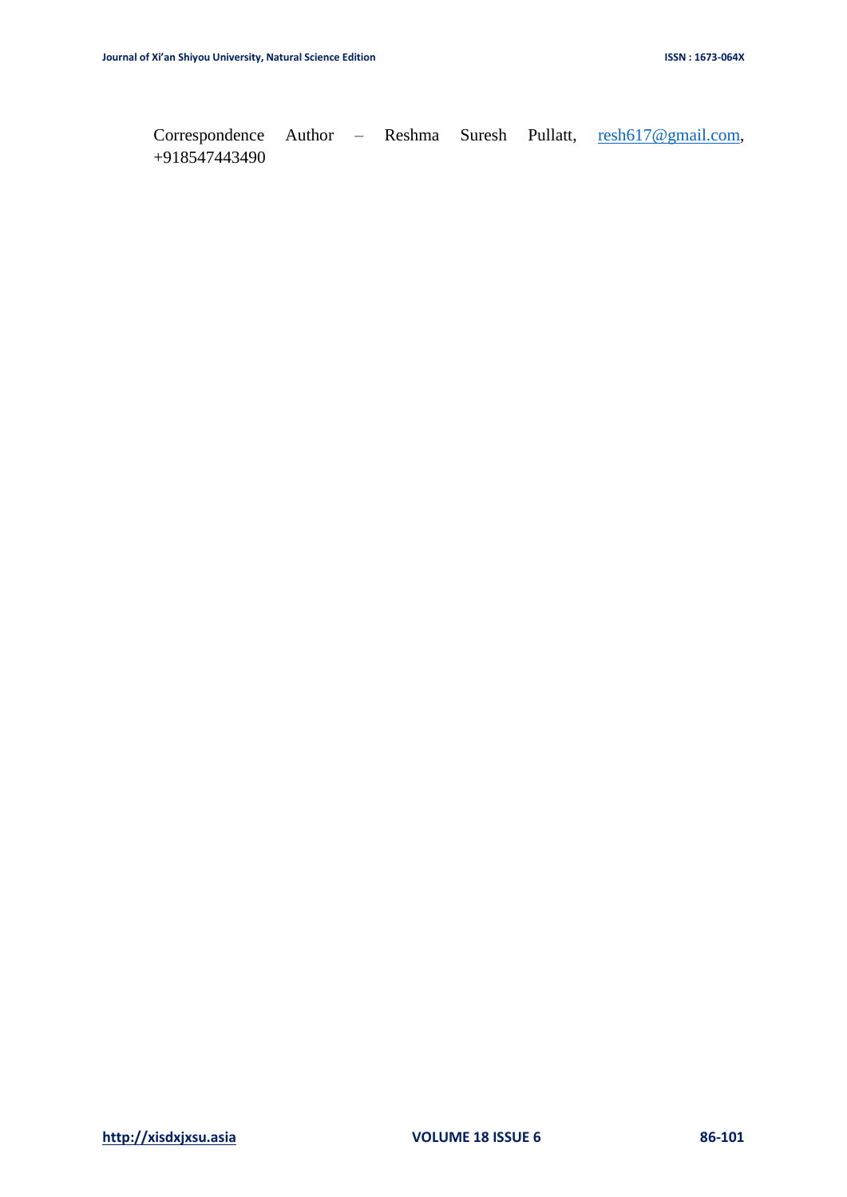Correspondence Author – Reshma Suresh Pullatt, resh617@gmail.com, +918547443490